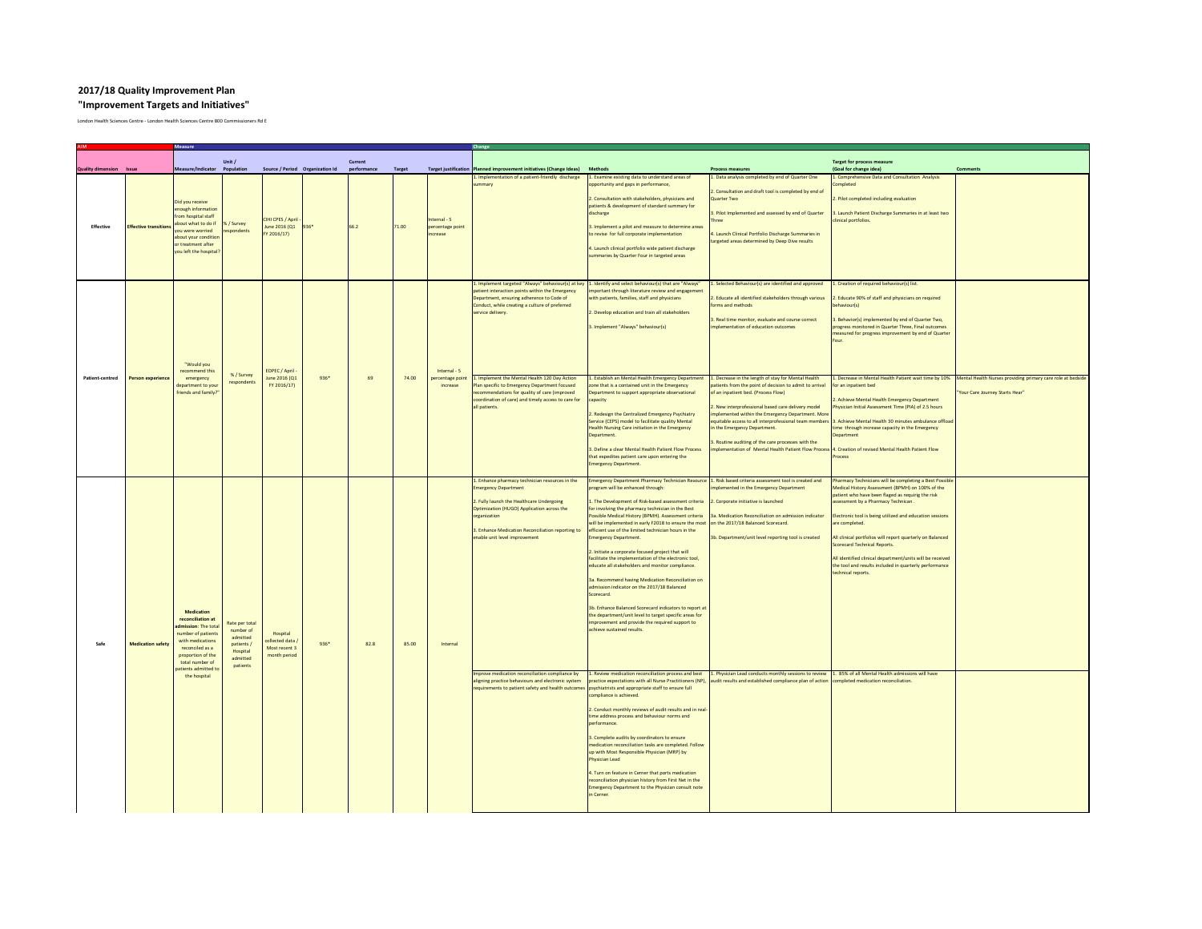## 2017/18 Quality Improvement Plan
## "Improvement Targets and Initiatives"

London Health Sciences Centre - London Health Sciences Centre 800 Commissioners Rd E

| AIM | | Measure | | | | | | | Change | | | | |
|---|---|---|---|---|---|---|---|---|---|---|---|---|---|
| Quality dimension | Issue | Measure/Indicator | Unit / Population | Source / Period | Organization Id | Current performance | Target | Target justification | Planned improvement initiatives (Change Ideas) | Methods | Process measures | Target for process measure (Goal for change idea) | Comments |
| Effective | Effective transitions | Did you receive enough information from hospital staff about what to do if you were worried about your condition or treatment after you left the hospital? | % / Survey respondents | CIHI CPES / April - June 2016 (Q1 FY 2016/17) | 936* | 66.2 | 71.00 | Internal - 5 percentage point increase | 1. Implementation of a patient-friendly discharge summary | 1. Examine existing data to understand areas of opportunity and gaps in performance,<br><br>2. Consultation with stakeholders, physicians and patients & development of standard summary for discharge<br><br>3. Implement a pilot and measure to determine areas to revise for full corporate implementation<br><br>4. Launch clinical portfolio wide patient discharge summaries by Quarter Four in targeted areas | 1. Data analysis completed by end of Quarter One<br><br>2. Consultation and draft tool is completed by end of Quarter Two<br><br>3. Pilot implemented and assessed by end of Quarter Three<br><br>4. Launch Clinical Portfolio Discharge Summaries in targeted areas determined by Deep Dive results | 1. Comprehensive Data and Consultation Analysis Completed<br><br>2. Pilot completed including evaluation<br><br>3. Launch Patient Discharge Summaries in at least two clinical portfolios. | |
| Patient-centred | Person experience | "Would you recommend this emergency department to your friends and family?" | % / Survey respondents | EDPEC / April - June 2016 (Q1 FY 2016/17) | 936* | 69 | 74.00 | Internal - 5 percentage point increase | 1. Implement targeted "Always" behaviour(s) at key patient interaction points within the Emergency Department, ensuring adherence to Code of Conduct, while creating a culture of preferred service delivery. | 1. Identify and select behaviour(s) that are "Always" important through literature review and engagement with patients, families, staff and physicians<br><br>2. Develop education and train all stakeholders<br><br>3. Implement "Always" behaviour(s) | 1. Selected Behaviour(s) are identified and approved<br><br>2. Educate all identified stakeholders through various forms and methods<br><br>3. Real time monitor, evaluate and course correct implementation of education outcomes | 1. Creation of required behaviour(s) list.<br><br>2. Educate 90% of staff and physicians on required behaviour(s)<br><br>3. Behavior(s) implemented by end of Quarter Two, progress monitored in Quarter Three, Final outcomes measured for progress improvement by end of Quarter Four. | |
| | | | | | | | | | 1. Implement the Mental Health 120 Day Action Plan specific to Emergency Department focused recommendations for quality of care (improved coordination of care) and timely access to care for all patients. | 1. Establish an Mental Health Emergency Department zone that is a contained unit in the Emergency Department to support appropriate observational capacity<br><br>2. Redesign the Centralized Emergency Psychiatry Service (CEPS) model to facilitate quality Mental Health Nursing Care initiation in the Emergency Department.<br><br>3. Define a clear Mental Health Patient Flow Process that expedites patient care upon entering the Emergency Department. | 1. Decrease in the length of stay for Mental Health patients from the point of decision to admit to arrival of an inpatient bed. (Process Flow)<br><br>2. New interprofessional based care delivery model implemented within the Emergency Department. More equitable access to all interprofessional team members in the Emergency Department.<br><br>3. Routine auditing of the care processes with the implementation of Mental Health Patient Flow Process | 1. Decrease in Mental Health Patient wait time by 10% for an inpatient bed<br><br>2. Achieve Mental Health Emergency Department Physician Initial Assessment Time (PIA) of 2.5 hours<br><br>3. Achieve Mental Health 30 minutes ambulance offload time through increase capacity in the Emergency Department<br><br>4. Creation of revised Mental Health Patient Flow Process | Mental Health Nurses providing primary care role at bedside<br><br>"Your Care Journey Starts Hear" |
| Safe | Medication safety | **Medication reconciliation at admission**: The total number of patients with medications reconciled as a proportion of the total number of patients admitted to the hospital | Rate per total number of admitted patients / Hospital admitted patients | Hospital collected data / Most recent 3 month period | 936* | 82.8 | 85.00 | Internal | 1. Enhance pharmacy technician resources in the Emergency Department<br><br>2. Fully launch the Healthcare Undergoing Optimization (HUGO) Application across the organization<br><br>3. Enhance Medication Reconciliation reporting to enable unit level improvement | Emergency Department Pharmacy Technician Resource program will be enhanced through:<br><br>1. The Development of Risk-based assessment criteria for involving the pharmacy technician in the Best Possible Medical History (BPMH). Assessment criteria will be implemented in early F2018 to ensure the most efficient use of the limited technician hours in the Emergency Department.<br><br>2. Initiate a corporate focused project that will facilitate the implementation of the electronic tool, educate all stakeholders and monitor compliance.<br><br>3a. Recommend having Medication Reconciliation on admission indicator on the 2017/18 Balanced Scorecard.<br><br>3b. Enhance Balanced Scorecard indicators to report at the department/unit level to target specific areas for improvement and provide the required support to achieve sustained results. | 1. Risk based criteria assessment tool is created and implemented in the Emergency Department<br><br>2. Corporate initiative is launched<br><br>3a. Medication Reconciliation on admission indicator on the 2017/18 Balanced Scorecard.<br><br>3b. Department/unit level reporting tool is created | Pharmacy Technicians will be completing a Best Possible Medical History Assessment (BPMH) on 100% of the patient who have been flagged as requiring the risk assessment by a Pharmacy Technican .<br><br>Electronic tool is being utilized and education sessions are completed.<br><br>All clinical portfolios will report quarterly on Balanced Scorecard Technical Reports.<br><br>All identified clinical department/units will be received the tool and results included in quarterly performance technical reports. | |
| | | | | | | | | | Improve medication reconciliation compliance by aligning practice behaviours and electronic system requirements to patient safety and health outcomes | 1. Review medication reconciliation process and best practice expectations with all Nurse Practitioners (NP), psychiatrists and appropriate staff to ensure full compliance is achieved.<br><br>2. Conduct monthly reviews of audit results and in real-time address process and behaviour norms and performance.<br><br>3. Complete audits by coordinators to ensure medication reconciliation tasks are completed. Follow up with Most Responsible Physician (MRP) by Physician Lead<br><br>4. Turn on feature in Cerner that ports medication reconciliation physician history from First Net in the Emergency Department to the Physician consult note in Cerner. | 1. Physician Lead conducts monthly sessions to review audit results and established compliance plan of action | 1. 85% of all Mental Health admissions will have completed medication reconciliation. | |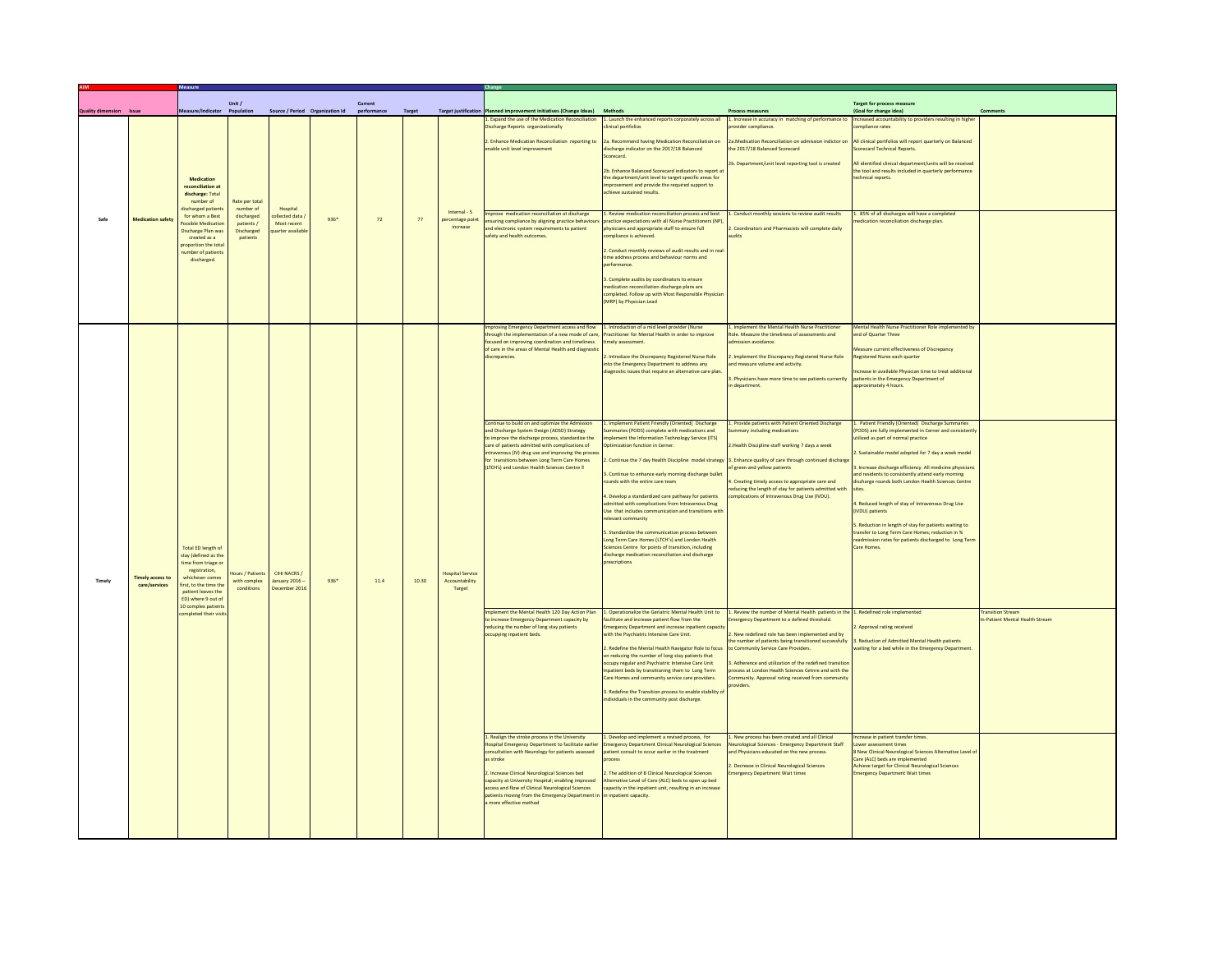| AIM | | Measure | | | | | | | Change | | | | |
|---|---|---|---|---|---|---|---|---|---|---|---|---|---|
| Quality dimension | Issue | Measure/Indicator | Unit / Population | Source / Period | Organization Id | Current performance | Target | Target justification | Planned improvement initiatives (Change Ideas) | Methods | Process measures | Target for process measure (Goal for change idea) | Comments |
| Safe | Medication safety | Medication reconciliation at discharge: Total number of discharged patients for whom a Best Possible Medication Discharge Plan was created as a proportion the total number of patients discharged. | Rate per total number of discharged patients / Discharged patients | Hospital collected data / Most recent quarter available | 936* | 72 | 77 | Internal - 5 percentage point increase | 1. Expand the use of the Medication Reconciliation Discharge Reports organizationally<br><br>2. Enhance Medication Reconciliation reporting to enable unit level improvement | 1. Launch the enhanced reports corporately across all clinical portfolios<br><br>2a. Recommend having Medication Reconciliation on discharge indicator on the 2017/18 Balanced Scorecard.<br><br>2b. Enhance Balanced Scorecard indicators to report at the department/unit level to target specific areas for improvement and provide the required support to achieve sustained results. | 1. Increase in accuracy in matching of performance to provider compliance.<br><br>2a.Medication Reconciliation on admission indictor on the 2017/18 Balanced Scorecard<br><br>2b. Department/unit level reporting tool is created | Increased accountability to providers resulting in higher compliance rates<br><br>All clinical portfolios will report quarterly on Balanced Scorecard Technical Reports.<br><br>All identified clinical department/units will be received the tool and results included in quarterly performance technical reports. | |
| | | | | | | | | | Improve medication reconciliation at discharge ensuring compliance by aligning practice behaviours and electronic system requirements to patient safety and health outcomes. | 1. Review medication reconciliation process and best practice expectations with all Nurse Practitioners (NP), physicians and appropriate staff to ensure full compliance is achieved.<br><br>2. Conduct monthly reviews of audit results and in real-time address process and behaviour norms and performance.<br><br>3. Complete audits by coordinators to ensure medication reconciliation discharge plans are completed. Follow up with Most Responsible Physician (MRP) by Physician Lead | 1. Conduct monthly sessions to review audit results<br><br>2. Coordinators and Pharmacists will complete daily audits | 1. 85% of all discharges will have a completed medication reconciliation discharge plan. | |
| Timely | Timely access to care/services | Total ED length of stay (defined as the time from triage or registration, whichever comes first, to the time the patient leaves the ED) where 9 out of 10 complex patients completed their visits | Hours / Patients with complex conditions | CIHI NACRS / January 2016 – December 2016 | 936* | 11.4 | 10.30 | Hospital Service Accountability Target | Improving Emergency Department access and flow through the implementation of a new mode of care, focused on improving coordination and timeliness of care in the areas of Mental Health and diagnostic discrepancies. | 1. Introduction of a mid level provider (Nurse Practitioner for Mental Health in order to improve timely assessment.<br><br>2. Introduce the Discrepancy Registered Nurse Role into the Emergency Department to address any diagnostic issues that require an alternative care plan. | 1. Implement the Mental Health Nurse Practitioner Role. Measure the timeliness of assessments and admission avoidance.<br><br>2. Implement the Discrepancy Registered Nurse Role and measure volume and activity.<br><br>3. Physicians have more time to see patients currently in department. | Mental Health Nurse Practitioner Role implemented by end of Quarter Three<br><br>Measure current effectiveness of Discrepancy Registered Nurse each quarter<br><br>Increase in available Physician time to treat additional patients in the Emergency Department of approximately 4 hours. | |
| | | | | | | | | | Continue to build on and optimize the Admission and Discharge System Design (ADSD) Strategy to improve the discharge process, standardize the care of patients admitted with complications of intravenous (IV) drug use and improving the process for transitions between Long Term Care Homes (LTCH's) and London Health Sciences Centre 3 | 1. Implement Patient Friendly (Oriented) Discharge Summaries (PODS) complete with medications and implement the Information Technology Service (ITS) Optimization function in Cerner.<br><br>2. Continue the 7 day Health Discipline model strategy<br><br>3. Continue to enhance early morning discharge bullet rounds with the entire care team<br><br>4. Develop a standardized care pathway for patients admitted with complications from Intravenous Drug Use that includes communication and transitions with relevant community<br><br>5. Standardize the communication process between Long Term Care Homes (LTCH's) and London Health Sciences Centre for points of transition, including discharge medication reconciliation and discharge prescriptions | 1. Provide patients with Patient Oriented Discharge Summary including medications<br><br>2.Health Discipline staff working 7 days a week<br><br>3. Enhance quality of care through continued discharge of green and yellow patients<br><br>4. Creating timely access to appropriate care and reducing the length of stay for patients admitted with complications of Intravenous Drug Use (IVDU). | 1. Patient Friendly (Oriented) Discharge Summaries (PODS) are fully implemented in Cerner and consistently utilized as part of normal practice<br><br>2. Sustainable model adopted for 7 day a week model<br><br>3. Increase discharge efficiency. All medicine physicians and residents to consistently attend early morning discharge rounds both London Health Sciences Centre sites.<br><br>4. Reduced length of stay of Intravenous Drug Use (IVDU) patients<br><br>5. Reduction in length of stay for patients waiting to transfer to Long Term Care Homes; reduction in % readmission rates for patients discharged to Long Term Care Homes. | |
| | | | | | | | | | Implement the Mental Health 120 Day Action Plan to increase Emergency Department capacity by reducing the number of long stay patients occupying inpatient beds. | 1. Operationalize the Geriatric Mental Health Unit to facilitate and increase patient flow from the Emergency Department and increase inpatient capacity with the Psychiatric Intensive Care Unit.<br><br>2. Redefine the Mental Health Navigator Role to focus on reducing the number of long stay patients that occupy regular and Psychiatric Intensive Care Unit Inpatient beds by transitioning them to Long Term Care Homes and community service care providers.<br><br>3. Redefine the Transition process to enable stability of individuals in the community post discharge. | 1. Review the number of Mental Health patients in the Emergency Department to a defined threshold.<br><br>2. New redefined role has been implemented and by the number of patients being transitioned successfully to Community Service Care Providers.<br><br>3. Adherence and utilization of the redefined transition process at London Health Sciences Cetnre and with the Community. Approval rating received from community providers. | 1. Redefined role implemented<br><br>2. Approval rating received<br><br>3. Reduction of Admitted Mental Health patients waiting for a bed while in the Emergency Department. | Transition Stream<br>In-Patient Mental Health Stream |
| | | | | | | | | | 1. Realign the stroke process in the University Hospital Emergency Department to facilitate earlier consultation with Neurology for patients assessed as stroke<br><br>2. Increase Clinical Neurological Sciences bed capacity at University Hospital; enabling improved access and flow of Clinical Neurological Sciences patients moving from the Emergency Department in a more effective method | 1. Develop and implement a revised process, for Emergency Department Clinical Neurological Sciences patient consult to occur earlier in the treatment process<br><br>2. The addition of 8 Clinical Neurological Sciences Alternative Level of Care (ALC) beds to open up bed capacity in the inpatient unit, resulting in an increase in inpatient capacity. | 1. New process has been created and all Clinical Neurological Sciences - Emergency Department Staff and Physicians educated on the new process.<br><br>2. Decrease in Clinical Neurological Sciences Emergency Department Wait times | Increase in patient transfer times.<br>Lower assessment times<br>8 New Clinical Neurological Sciences Alternative Level of Care (ALC) beds are implemented<br>Achieve target for Clinical Neurological Sciences Emergency Department Wait times | |